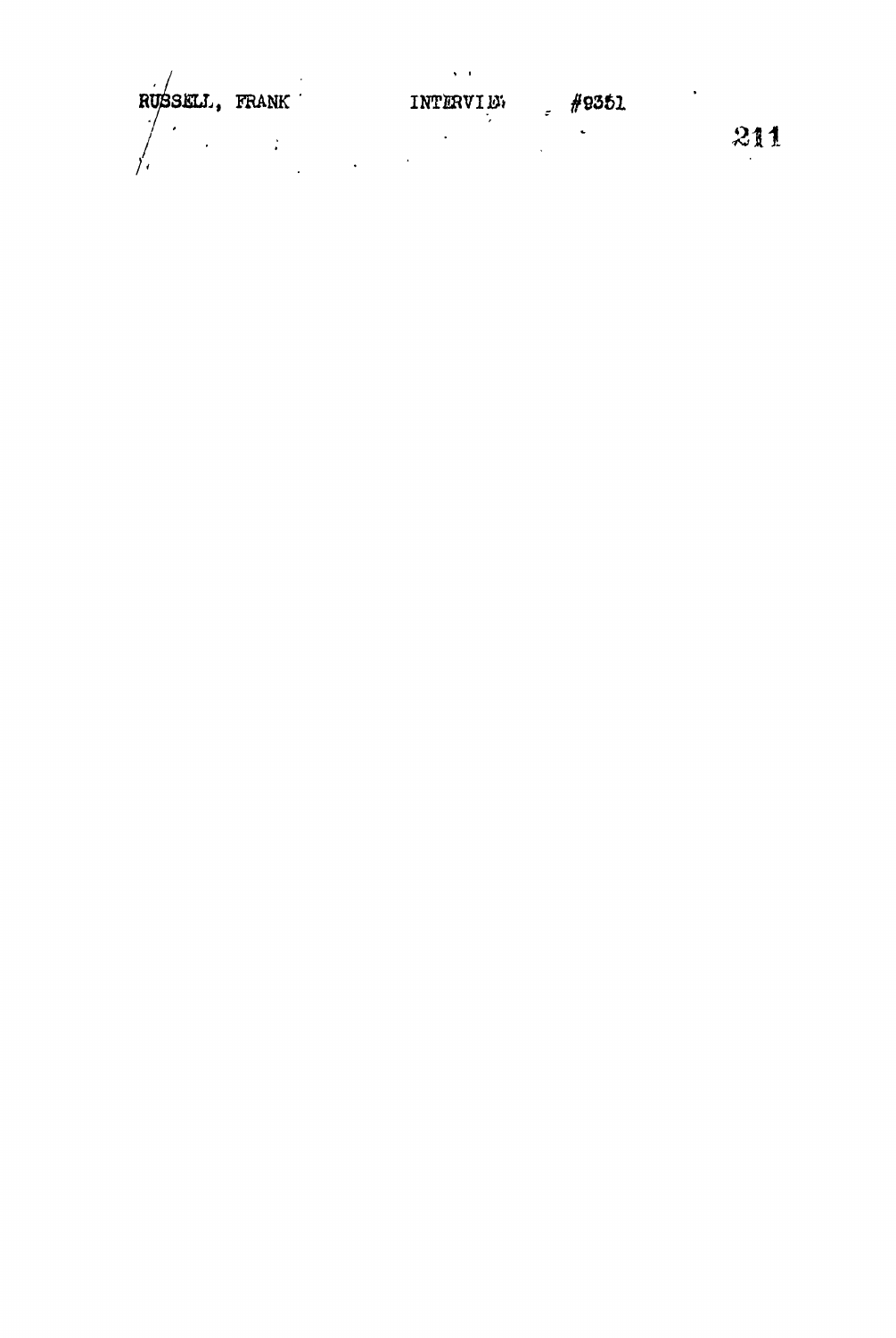RUSSELL, FRANK INTERVIEW #9351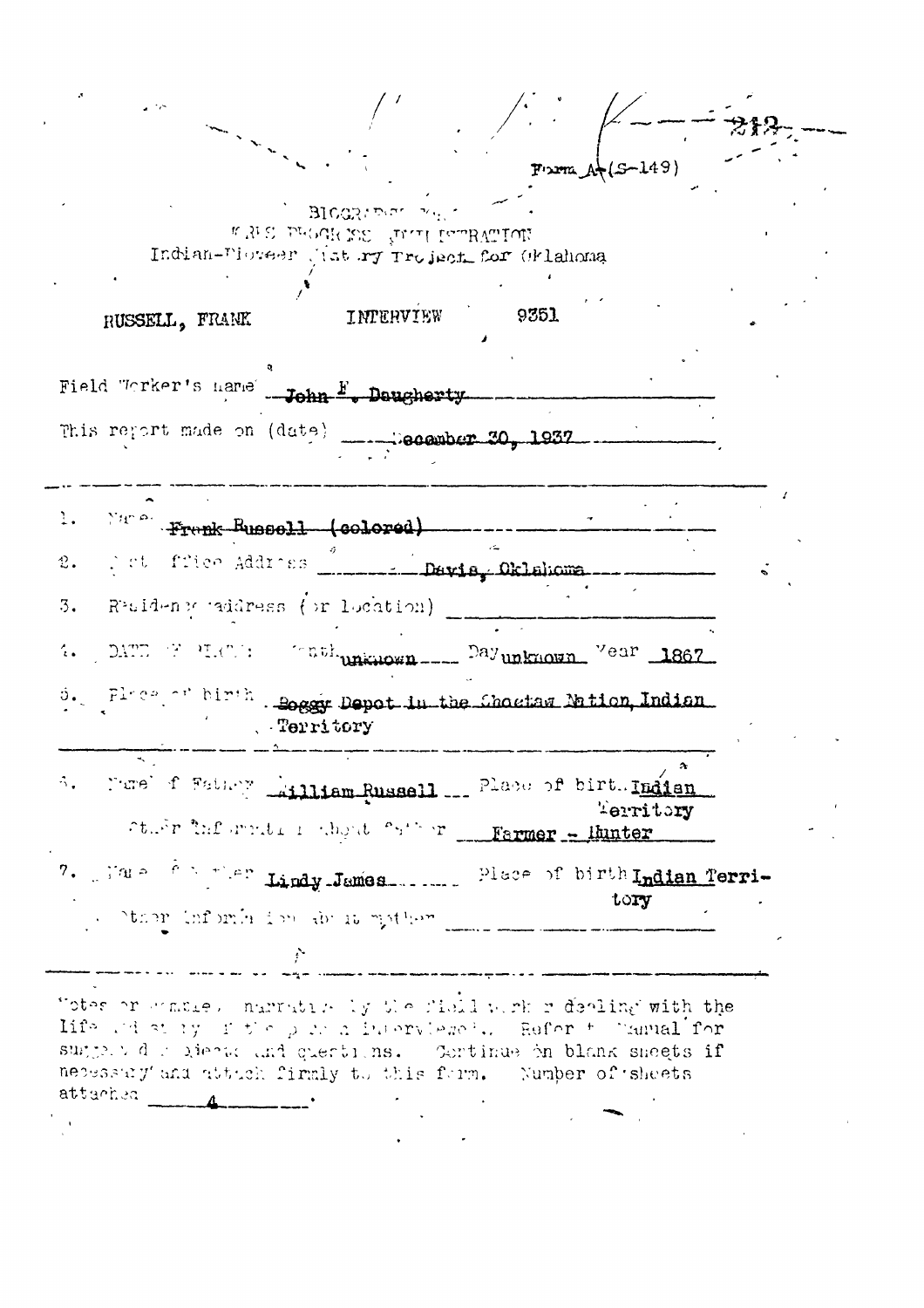Form A-(S-149)

BIOGRAPHY FORM
WORKS PROGRESS ADMINISTRATION
Indian-Pioneer History Project for Oklahoma

RUSSELL, FRANK INTERVIEW 9351

Field Worker's name John F. Daugherty

This report made on (date) December 30, 1937

1. Name Frank Russell (colored)

2. Post Office Address Davis, Oklahoma

3. Residence address (or location)

4. DATE OF BIRTH: Month unknown Day unknown Year 1867

5. Place of birth Boggy Depot in the Choctaw Nation, Indian Territory

6. Name of Father William Russell Place of birth Indian Territory

   Other information about father Farmer - Hunter

7. Name of Mother Lindy James Place of birth Indian Territory

   Other information about mother

Notes or complete narrative by the field worker dealing with the life and story of the person interviewed. Refer to Manual for suggested subjects and questions. Continue on blank sheets if necessary and attach firmly to this form. Number of sheets attached 4.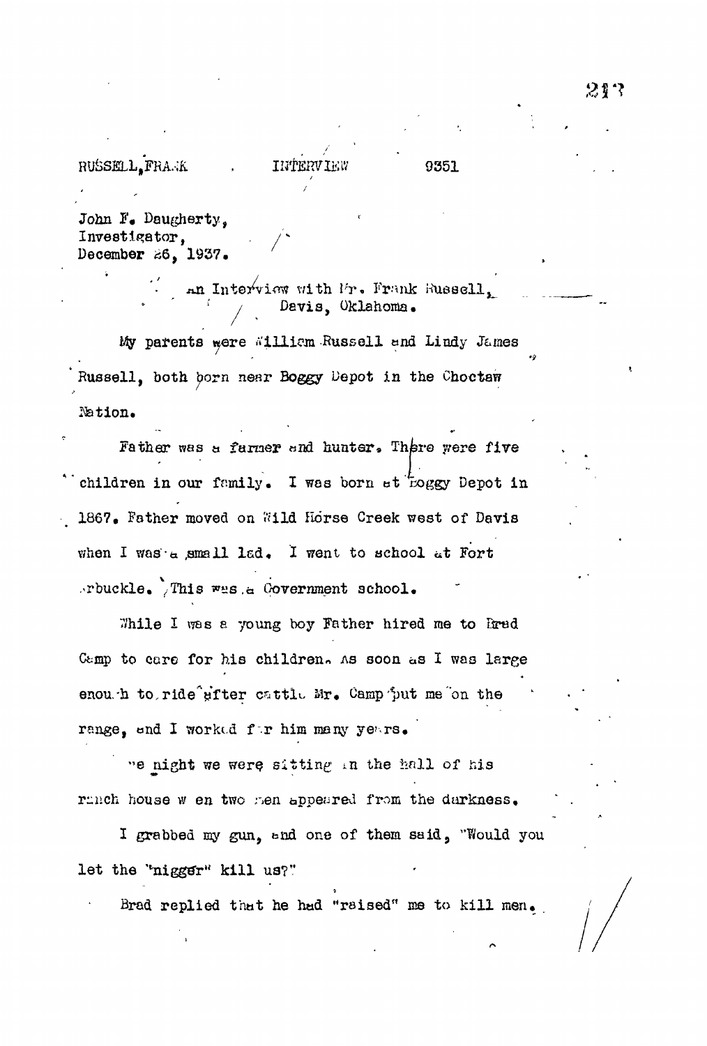RUSSELL, FRANK INTERVIEW 9351

John F. Daugherty,
Investigator,
December 26, 1937.

An Interview with Mr. Frank Russell,
Davis, Oklahoma.

My parents were William Russell and Lindy James Russell, both born near Boggy Depot in the Choctaw Nation.

Father was a farmer and hunter. There were five children in our family. I was born at Boggy Depot in 1867. Father moved on Wild Horse Creek west of Davis when I was a small lad. I went to school at Fort Arbuckle. This was a Government school.

While I was a young boy Father hired me to Brad Camp to care for his children. As soon as I was large enough to ride after cattle Mr. Camp put me on the range, and I worked for him many years.

One night we were sitting in the hall of his ranch house when two men appeared from the darkness.

I grabbed my gun, and one of them said, "Would you let the "nigger" kill us?"

Brad replied that he had "raised" me to kill men.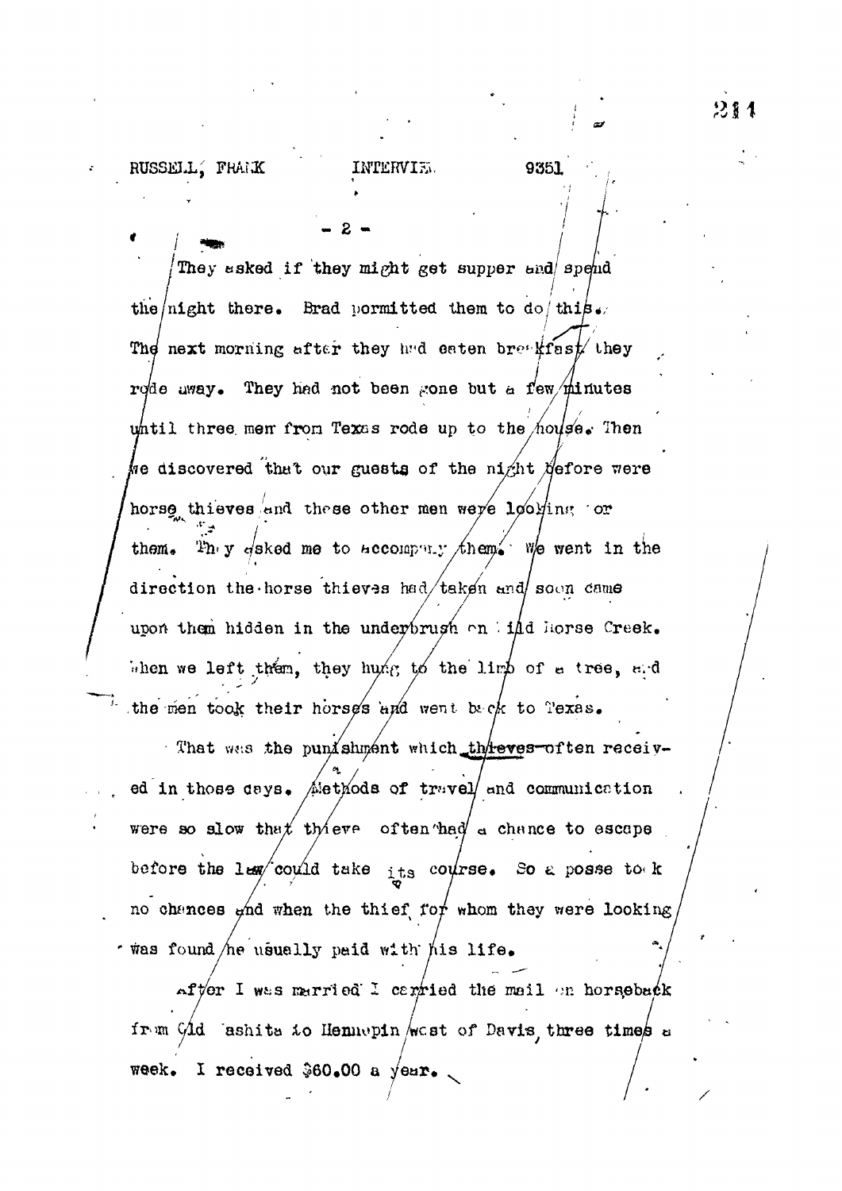They asked if they might get supper and spend the night there. Brad permitted them to do this. The next morning after they had eaten breakfast they rode away. They had not been gone but a few minutes until three men from Texas rode up to the house. Then we discovered that our guests of the night before were horse thieves and these other men were looking for them. They asked me to accompany them. We went in the direction the horse thieves had taken and soon came upon them hidden in the underbrush on Wild Horse Creek. When we left them, they hung to the limb of a tree, and the men took their horses and went back to Texas.

That was the punishment which thieves often received in those days. Methods of travel and communication were so slow that thieve often had a chance to escape before the law could take its course. So a posse took no chances and when the thief for whom they were looking was found he usually paid with his life.

After I was married I carried the mail on horseback from Old Washita to Hennepin west of Davis, three times a week. I received $60.00 a year.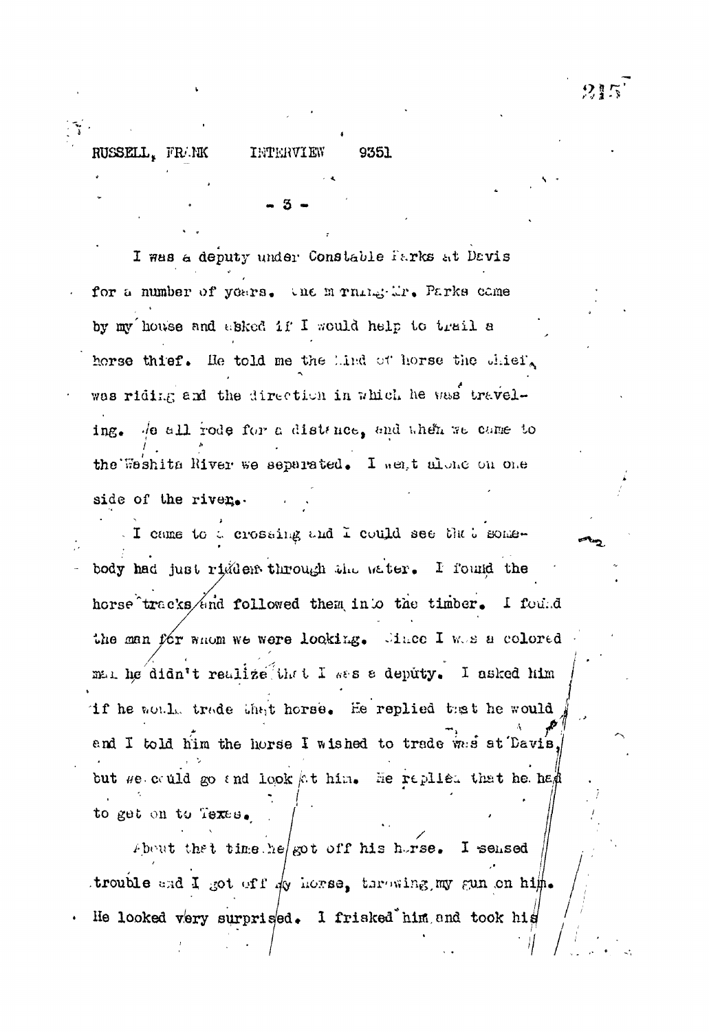I was a deputy under Constable Parks at Davis for a number of years. One morning Mr. Parks came by my house and asked if I would help to trail a horse thief. He told me the kind of horse the thief was riding and the direction in which he was traveling. We all rode for a distance, and when we came to the Washita River we separated. I went alone on one side of the river.

I came to a crossing and I could see that somebody had just ridden through the water. I found the horse tracks and followed them into the timber. I found the man for whom we were looking. Since I was a colored man he didn't realize that I was a deputy. I asked him if he would trade that horse. He replied that he would and I told him the horse I wished to trade was at Davis, but we could go and look at him. He replied that he had to get on to Texas.

About that time he got off his horse. I sensed trouble and I got off my horse, throwing my gun on him. He looked very surprised. I frisked him and took his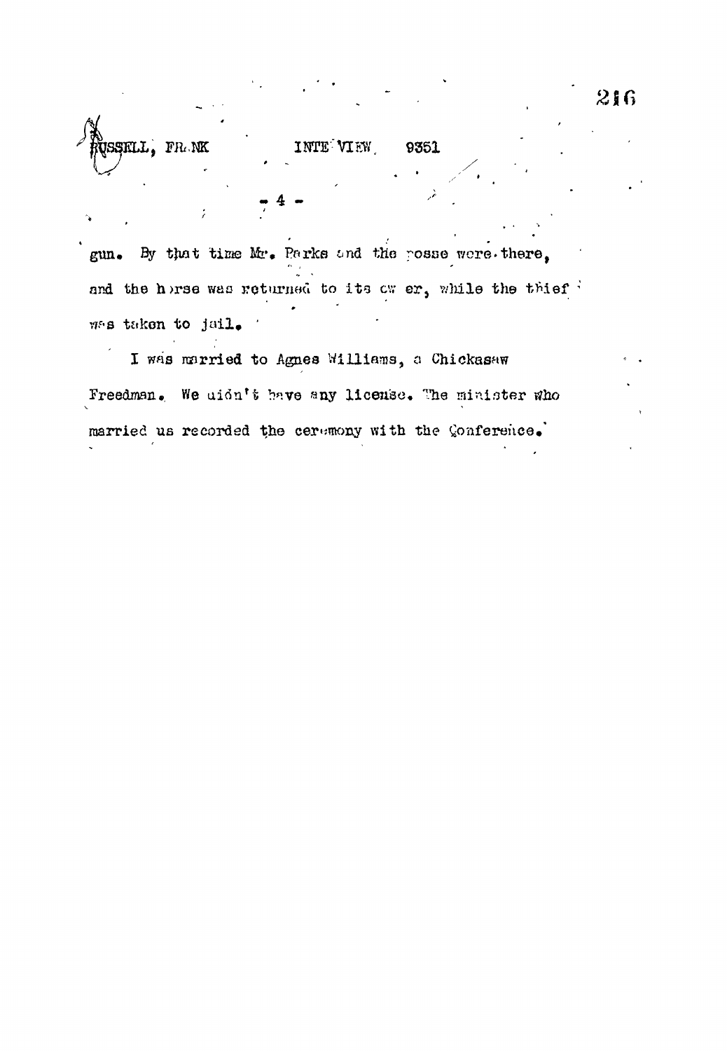gun. By that time Mr. Parks and the posse were there, and the horse was returned to its owner, while the thief was taken to jail.

I was married to Agnes Williams, a Chickasaw Freedman. We didn't have any license. The minister who married us recorded the ceremony with the Conference.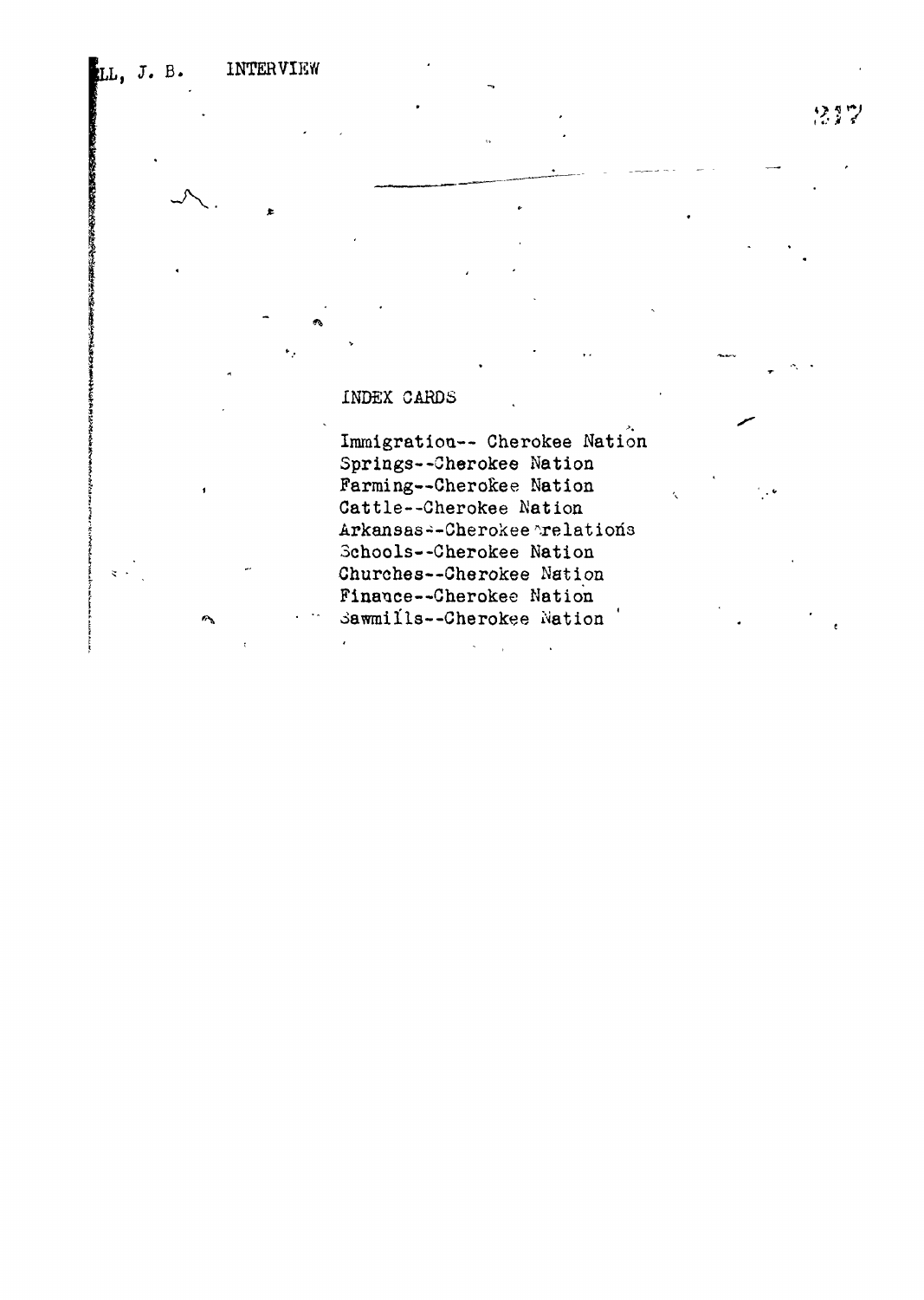## INDEX CARDS

Immigration-- Cherokee Nation
Springs--Cherokee Nation
Farming--Cherokee Nation
Cattle--Cherokee Nation
Arkansas--Cherokee relations
Schools--Cherokee Nation
Churches--Cherokee Nation
Finance--Cherokee Nation
Sawmills--Cherokee Nation